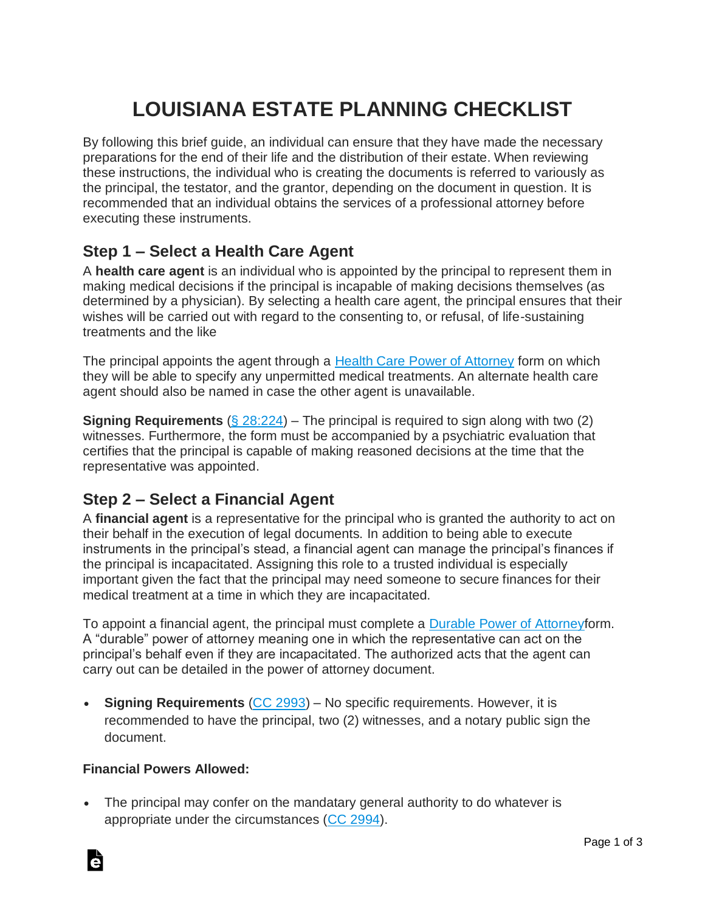# LOUISIANA ESTATE PLANNING CHECKLIST

By following this brief guide, an individual can ensure that they have made the necessary preparations for the end of their life and the distribution of their estate. When reviewing these instructions, the individual who is creating the documents is referred to variously as the principal, the testator, and the grantor, depending on the document in question. It is recommended that an individual obtains the services of a professional attorney before executing these instruments.

## Step 1 – Select a Health Care Agent

A **health care agent** is an individual who is appointed by the principal to represent them in making medical decisions if the principal is incapable of making decisions themselves (as determined by a physician). By selecting a health care agent, the principal ensures that their wishes will be carried out with regard to the consenting to, or refusal, of life-sustaining treatments and the like

The principal appoints the agent through a Health Care Power of Attorney form on which they will be able to specify any unpermitted medical treatments. An alternate health care agent should also be named in case the other agent is unavailable.

**Signing Requirements** (§ 28:224) – The principal is required to sign along with two (2) witnesses. Furthermore, the form must be accompanied by a psychiatric evaluation that certifies that the principal is capable of making reasoned decisions at the time that the representative was appointed.

## Step 2 – Select a Financial Agent

A **financial agent** is a representative for the principal who is granted the authority to act on their behalf in the execution of legal documents. In addition to being able to execute instruments in the principal's stead, a financial agent can manage the principal's finances if the principal is incapacitated. Assigning this role to a trusted individual is especially important given the fact that the principal may need someone to secure finances for their medical treatment at a time in which they are incapacitated.

To appoint a financial agent, the principal must complete a Durable Power of Attorneyform. A "durable" power of attorney meaning one in which the representative can act on the principal's behalf even if they are incapacitated. The authorized acts that the agent can carry out can be detailed in the power of attorney document.

- **Signing Requirements** (CC 2993) – No specific requirements. However, it is recommended to have the principal, two (2) witnesses, and a notary public sign the document.

**Financial Powers Allowed:**

- The principal may confer on the mandatary general authority to do whatever is appropriate under the circumstances (CC 2994).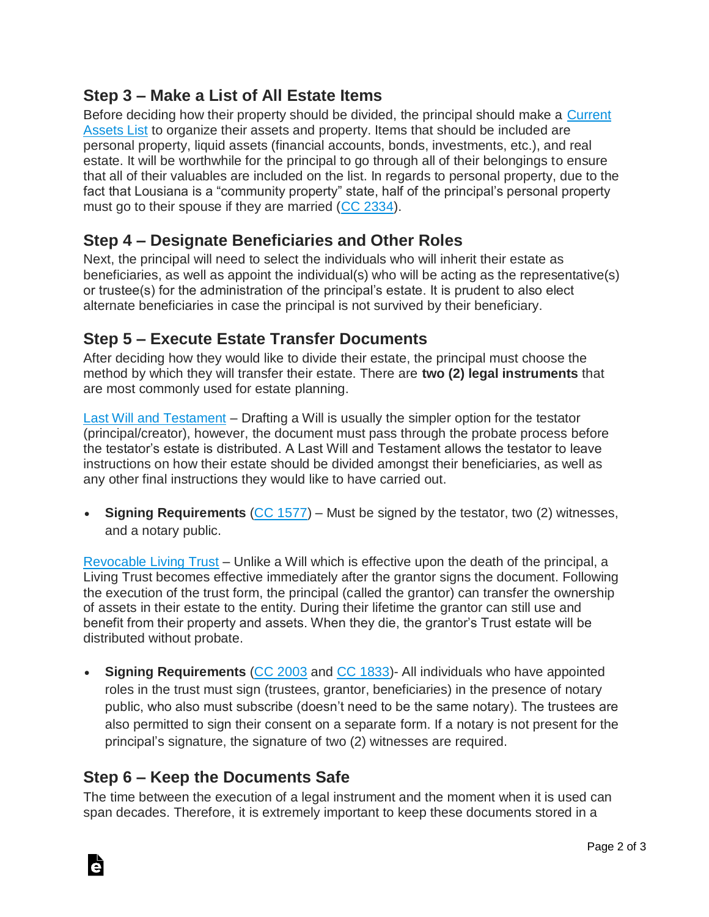## Step 3 – Make a List of All Estate Items

Before deciding how their property should be divided, the principal should make a [Current Assets List](#) to organize their assets and property. Items that should be included are personal property, liquid assets (financial accounts, bonds, investments, etc.), and real estate. It will be worthwhile for the principal to go through all of their belongings to ensure that all of their valuables are included on the list. In regards to personal property, due to the fact that Lousiana is a "community property" state, half of the principal's personal property must go to their spouse if they are married ([CC 2334](#)).

## Step 4 – Designate Beneficiaries and Other Roles

Next, the principal will need to select the individuals who will inherit their estate as beneficiaries, as well as appoint the individual(s) who will be acting as the representative(s) or trustee(s) for the administration of the principal's estate. It is prudent to also elect alternate beneficiaries in case the principal is not survived by their beneficiary.

## Step 5 – Execute Estate Transfer Documents

After deciding how they would like to divide their estate, the principal must choose the method by which they will transfer their estate. There are **two (2) legal instruments** that are most commonly used for estate planning.

[Last Will and Testament](#) – Drafting a Will is usually the simpler option for the testator (principal/creator), however, the document must pass through the probate process before the testator's estate is distributed. A Last Will and Testament allows the testator to leave instructions on how their estate should be divided amongst their beneficiaries, as well as any other final instructions they would like to have carried out.

- **Signing Requirements** ([CC 1577](#)) – Must be signed by the testator, two (2) witnesses, and a notary public.

[Revocable Living Trust](#) – Unlike a Will which is effective upon the death of the principal, a Living Trust becomes effective immediately after the grantor signs the document. Following the execution of the trust form, the principal (called the grantor) can transfer the ownership of assets in their estate to the entity. During their lifetime the grantor can still use and benefit from their property and assets. When they die, the grantor's Trust estate will be distributed without probate.

- **Signing Requirements** ([CC 2003](#) and [CC 1833](#))- All individuals who have appointed roles in the trust must sign (trustees, grantor, beneficiaries) in the presence of notary public, who also must subscribe (doesn't need to be the same notary). The trustees are also permitted to sign their consent on a separate form. If a notary is not present for the principal's signature, the signature of two (2) witnesses are required.

## Step 6 – Keep the Documents Safe

The time between the execution of a legal instrument and the moment when it is used can span decades. Therefore, it is extremely important to keep these documents stored in a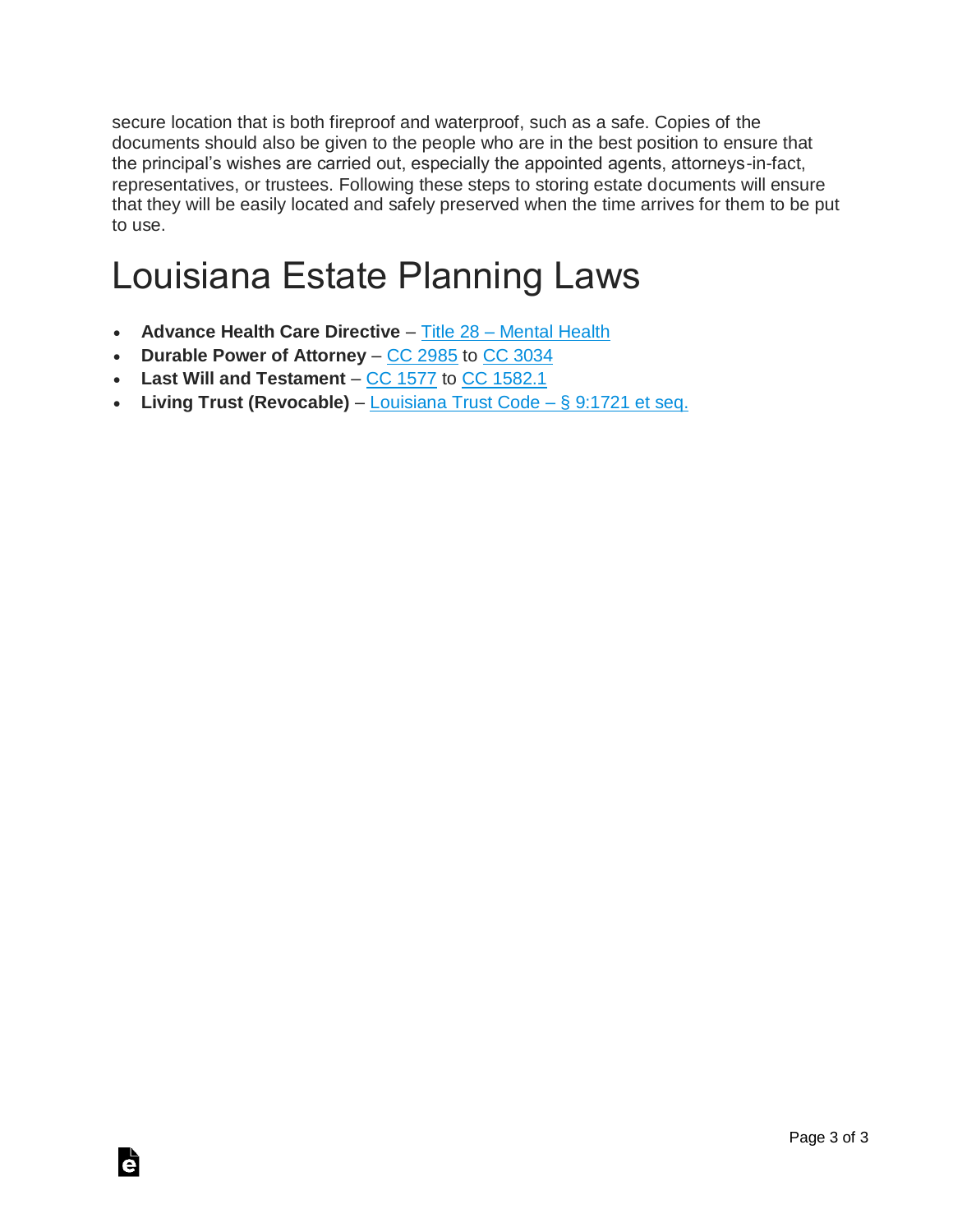secure location that is both fireproof and waterproof, such as a safe. Copies of the documents should also be given to the people who are in the best position to ensure that the principal's wishes are carried out, especially the appointed agents, attorneys-in-fact, representatives, or trustees. Following these steps to storing estate documents will ensure that they will be easily located and safely preserved when the time arrives for them to be put to use.

# Louisiana Estate Planning Laws

- **Advance Health Care Directive** – Title 28 – Mental Health
- **Durable Power of Attorney** – CC 2985 to CC 3034
- **Last Will and Testament** – CC 1577 to CC 1582.1
- **Living Trust (Revocable)** – Louisiana Trust Code – § 9:1721 et seq.